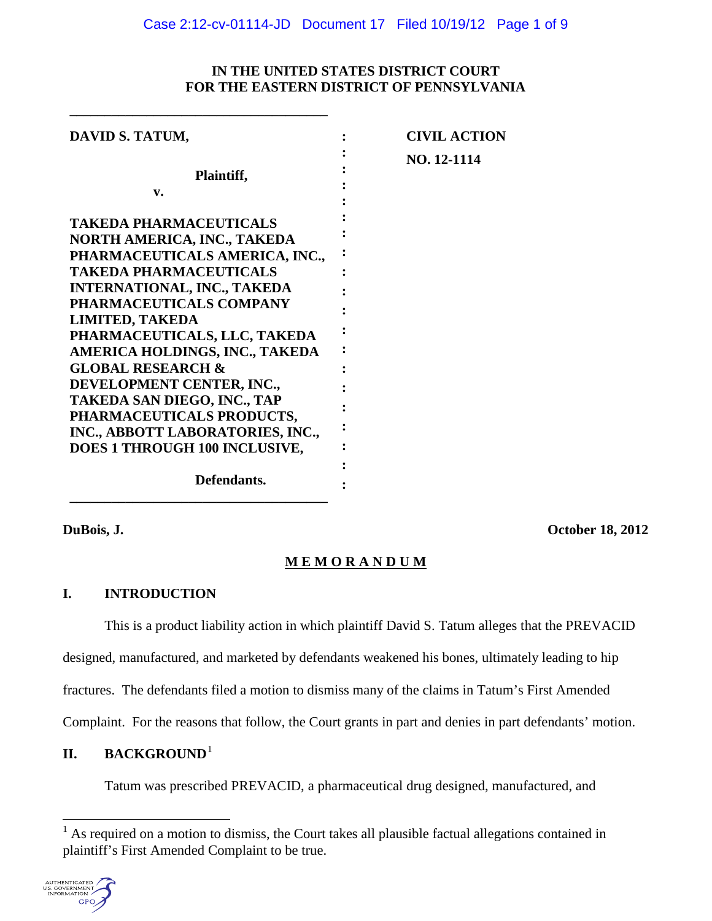IN THE UNITED STATES DISTRICT COURT
FOR THE EASTERN DISTRICT OF PENNSYLVANIA

| | |
|---|---|
| **DAVID S. TATUM,**<br><br>**Plaintiff,**<br>**v.**<br><br>**TAKEDA PHARMACEUTICALS NORTH AMERICA, INC., TAKEDA PHARMACEUTICALS AMERICA, INC., TAKEDA PHARMACEUTICALS INTERNATIONAL, INC., TAKEDA PHARMACEUTICALS COMPANY LIMITED, TAKEDA PHARMACEUTICALS, LLC, TAKEDA AMERICA HOLDINGS, INC., TAKEDA GLOBAL RESEARCH & DEVELOPMENT CENTER, INC., TAKEDA SAN DIEGO, INC., TAP PHARMACEUTICALS PRODUCTS, INC., ABBOTT LABORATORIES, INC., DOES 1 THROUGH 100 INCLUSIVE,**<br><br>**Defendants.** | **CIVIL ACTION**<br><br>**NO. 12-1114** |

**DuBois, J.** **October 18, 2012**

**M E M O R A N D U M**

## I. INTRODUCTION

This is a product liability action in which plaintiff David S. Tatum alleges that the PREVACID designed, manufactured, and marketed by defendants weakened his bones, ultimately leading to hip fractures. The defendants filed a motion to dismiss many of the claims in Tatum's First Amended Complaint. For the reasons that follow, the Court grants in part and denies in part defendants' motion.

## II. BACKGROUND[1]

Tatum was prescribed PREVACID, a pharmaceutical drug designed, manufactured, and

[1] As required on a motion to dismiss, the Court takes all plausible factual allegations contained in plaintiff's First Amended Complaint to be true.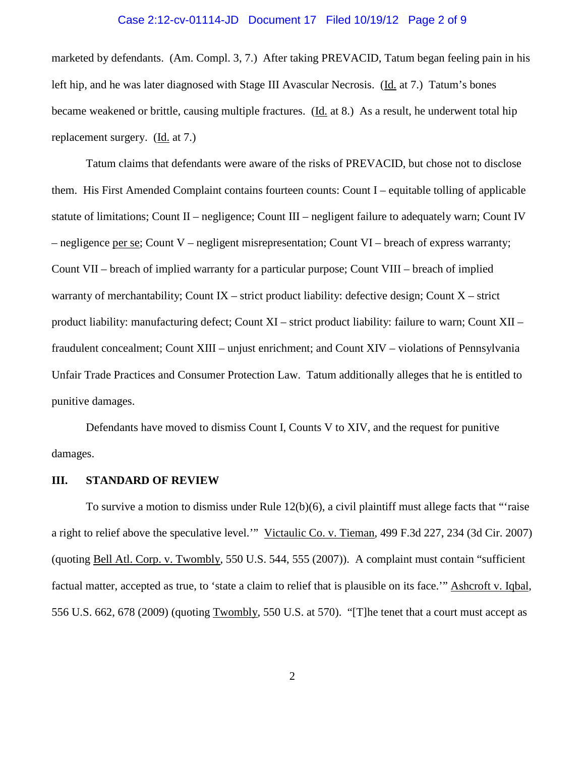marketed by defendants. (Am. Compl. 3, 7.) After taking PREVACID, Tatum began feeling pain in his left hip, and he was later diagnosed with Stage III Avascular Necrosis. (Id. at 7.) Tatum's bones became weakened or brittle, causing multiple fractures. (Id. at 8.) As a result, he underwent total hip replacement surgery. (Id. at 7.)

Tatum claims that defendants were aware of the risks of PREVACID, but chose not to disclose them. His First Amended Complaint contains fourteen counts: Count I – equitable tolling of applicable statute of limitations; Count II – negligence; Count III – negligent failure to adequately warn; Count IV – negligence per se; Count V – negligent misrepresentation; Count VI – breach of express warranty; Count VII – breach of implied warranty for a particular purpose; Count VIII – breach of implied warranty of merchantability; Count IX – strict product liability: defective design; Count X – strict product liability: manufacturing defect; Count XI – strict product liability: failure to warn; Count XII – fraudulent concealment; Count XIII – unjust enrichment; and Count XIV – violations of Pennsylvania Unfair Trade Practices and Consumer Protection Law. Tatum additionally alleges that he is entitled to punitive damages.

Defendants have moved to dismiss Count I, Counts V to XIV, and the request for punitive damages.

## III. STANDARD OF REVIEW

To survive a motion to dismiss under Rule 12(b)(6), a civil plaintiff must allege facts that "'raise a right to relief above the speculative level.'" Victaulic Co. v. Tieman, 499 F.3d 227, 234 (3d Cir. 2007) (quoting Bell Atl. Corp. v. Twombly, 550 U.S. 544, 555 (2007)). A complaint must contain "sufficient factual matter, accepted as true, to 'state a claim to relief that is plausible on its face.'" Ashcroft v. Iqbal, 556 U.S. 662, 678 (2009) (quoting Twombly, 550 U.S. at 570). "[T]he tenet that a court must accept as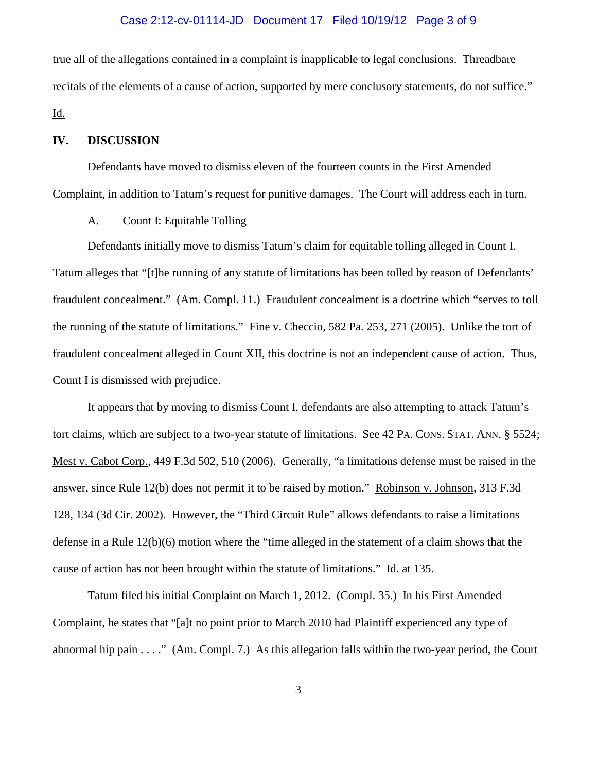true all of the allegations contained in a complaint is inapplicable to legal conclusions. Threadbare recitals of the elements of a cause of action, supported by mere conclusory statements, do not suffice." Id.

## IV. DISCUSSION

Defendants have moved to dismiss eleven of the fourteen counts in the First Amended Complaint, in addition to Tatum's request for punitive damages. The Court will address each in turn.

### A. Count I: Equitable Tolling

Defendants initially move to dismiss Tatum's claim for equitable tolling alleged in Count I. Tatum alleges that "[t]he running of any statute of limitations has been tolled by reason of Defendants' fraudulent concealment." (Am. Compl. 11.) Fraudulent concealment is a doctrine which "serves to toll the running of the statute of limitations." Fine v. Checcio, 582 Pa. 253, 271 (2005). Unlike the tort of fraudulent concealment alleged in Count XII, this doctrine is not an independent cause of action. Thus, Count I is dismissed with prejudice.

It appears that by moving to dismiss Count I, defendants are also attempting to attack Tatum's tort claims, which are subject to a two-year statute of limitations. See 42 PA. CONS. STAT. ANN. § 5524; Mest v. Cabot Corp., 449 F.3d 502, 510 (2006). Generally, "a limitations defense must be raised in the answer, since Rule 12(b) does not permit it to be raised by motion." Robinson v. Johnson, 313 F.3d 128, 134 (3d Cir. 2002). However, the "Third Circuit Rule" allows defendants to raise a limitations defense in a Rule 12(b)(6) motion where the "time alleged in the statement of a claim shows that the cause of action has not been brought within the statute of limitations." Id. at 135.

Tatum filed his initial Complaint on March 1, 2012. (Compl. 35.) In his First Amended Complaint, he states that "[a]t no point prior to March 2010 had Plaintiff experienced any type of abnormal hip pain . . . ." (Am. Compl. 7.) As this allegation falls within the two-year period, the Court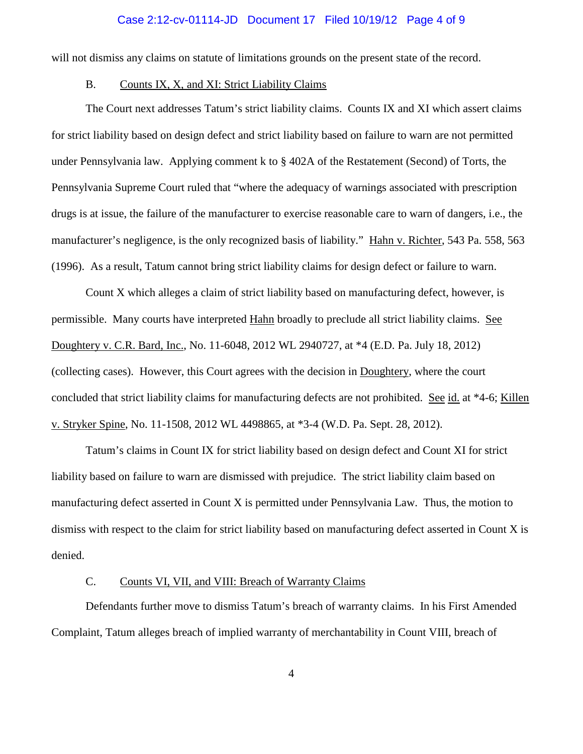will not dismiss any claims on statute of limitations grounds on the present state of the record.

### B. Counts IX, X, and XI: Strict Liability Claims

The Court next addresses Tatum's strict liability claims. Counts IX and XI which assert claims for strict liability based on design defect and strict liability based on failure to warn are not permitted under Pennsylvania law. Applying comment k to § 402A of the Restatement (Second) of Torts, the Pennsylvania Supreme Court ruled that "where the adequacy of warnings associated with prescription drugs is at issue, the failure of the manufacturer to exercise reasonable care to warn of dangers, i.e., the manufacturer's negligence, is the only recognized basis of liability." Hahn v. Richter, 543 Pa. 558, 563 (1996). As a result, Tatum cannot bring strict liability claims for design defect or failure to warn.

Count X which alleges a claim of strict liability based on manufacturing defect, however, is permissible. Many courts have interpreted Hahn broadly to preclude all strict liability claims. See Doughtery v. C.R. Bard, Inc., No. 11-6048, 2012 WL 2940727, at *4 (E.D. Pa. July 18, 2012) (collecting cases). However, this Court agrees with the decision in Doughtery, where the court concluded that strict liability claims for manufacturing defects are not prohibited. See id. at *4-6; Killen v. Stryker Spine, No. 11-1508, 2012 WL 4498865, at *3-4 (W.D. Pa. Sept. 28, 2012).

Tatum's claims in Count IX for strict liability based on design defect and Count XI for strict liability based on failure to warn are dismissed with prejudice. The strict liability claim based on manufacturing defect asserted in Count X is permitted under Pennsylvania Law. Thus, the motion to dismiss with respect to the claim for strict liability based on manufacturing defect asserted in Count X is denied.

### C. Counts VI, VII, and VIII: Breach of Warranty Claims

Defendants further move to dismiss Tatum's breach of warranty claims. In his First Amended Complaint, Tatum alleges breach of implied warranty of merchantability in Count VIII, breach of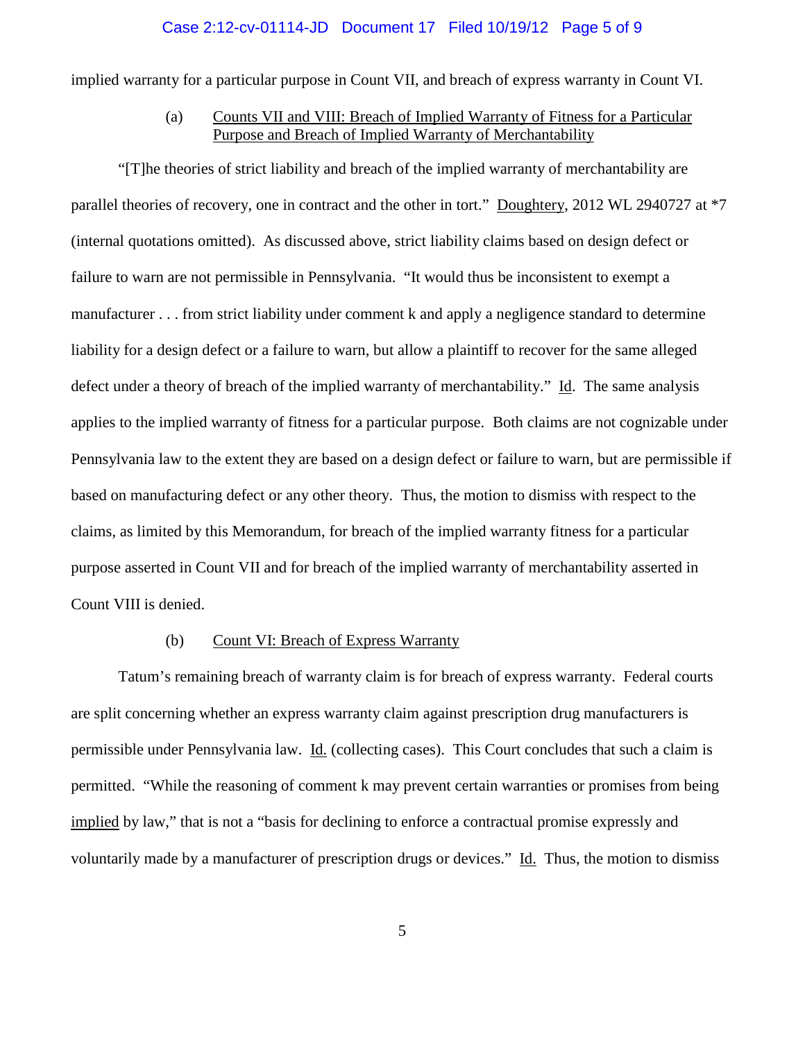implied warranty for a particular purpose in Count VII, and breach of express warranty in Count VI.

(a) Counts VII and VIII: Breach of Implied Warranty of Fitness for a Particular Purpose and Breach of Implied Warranty of Merchantability

"[T]he theories of strict liability and breach of the implied warranty of merchantability are parallel theories of recovery, one in contract and the other in tort." Doughtery, 2012 WL 2940727 at *7 (internal quotations omitted). As discussed above, strict liability claims based on design defect or failure to warn are not permissible in Pennsylvania. "It would thus be inconsistent to exempt a manufacturer . . . from strict liability under comment k and apply a negligence standard to determine liability for a design defect or a failure to warn, but allow a plaintiff to recover for the same alleged defect under a theory of breach of the implied warranty of merchantability." Id. The same analysis applies to the implied warranty of fitness for a particular purpose. Both claims are not cognizable under Pennsylvania law to the extent they are based on a design defect or failure to warn, but are permissible if based on manufacturing defect or any other theory. Thus, the motion to dismiss with respect to the claims, as limited by this Memorandum, for breach of the implied warranty fitness for a particular purpose asserted in Count VII and for breach of the implied warranty of merchantability asserted in Count VIII is denied.

(b) Count VI: Breach of Express Warranty

Tatum's remaining breach of warranty claim is for breach of express warranty. Federal courts are split concerning whether an express warranty claim against prescription drug manufacturers is permissible under Pennsylvania law. Id. (collecting cases). This Court concludes that such a claim is permitted. "While the reasoning of comment k may prevent certain warranties or promises from being implied by law," that is not a "basis for declining to enforce a contractual promise expressly and voluntarily made by a manufacturer of prescription drugs or devices." Id. Thus, the motion to dismiss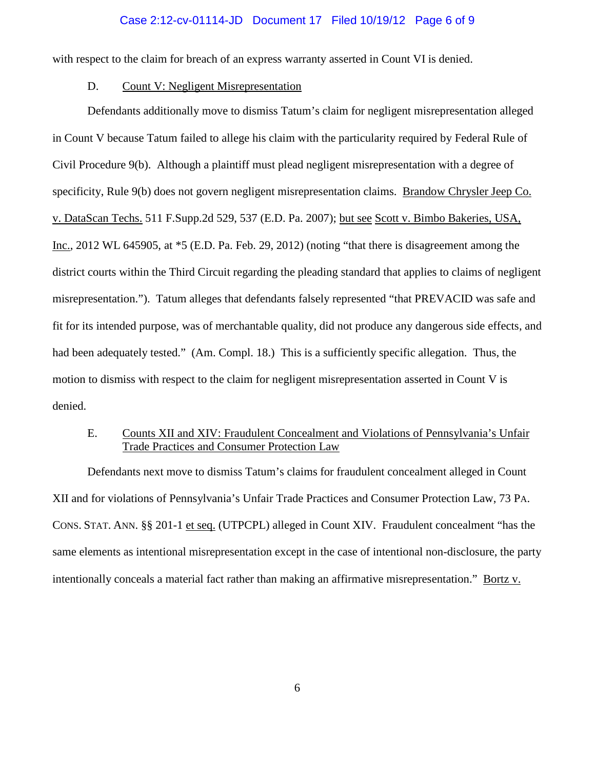with respect to the claim for breach of an express warranty asserted in Count VI is denied.

D. Count V: Negligent Misrepresentation

Defendants additionally move to dismiss Tatum's claim for negligent misrepresentation alleged in Count V because Tatum failed to allege his claim with the particularity required by Federal Rule of Civil Procedure 9(b). Although a plaintiff must plead negligent misrepresentation with a degree of specificity, Rule 9(b) does not govern negligent misrepresentation claims. Brandow Chrysler Jeep Co. v. DataScan Techs. 511 F.Supp.2d 529, 537 (E.D. Pa. 2007); but see Scott v. Bimbo Bakeries, USA, Inc., 2012 WL 645905, at *5 (E.D. Pa. Feb. 29, 2012) (noting "that there is disagreement among the district courts within the Third Circuit regarding the pleading standard that applies to claims of negligent misrepresentation."). Tatum alleges that defendants falsely represented "that PREVACID was safe and fit for its intended purpose, was of merchantable quality, did not produce any dangerous side effects, and had been adequately tested." (Am. Compl. 18.) This is a sufficiently specific allegation. Thus, the motion to dismiss with respect to the claim for negligent misrepresentation asserted in Count V is denied.

E. Counts XII and XIV: Fraudulent Concealment and Violations of Pennsylvania's Unfair Trade Practices and Consumer Protection Law

Defendants next move to dismiss Tatum's claims for fraudulent concealment alleged in Count XII and for violations of Pennsylvania's Unfair Trade Practices and Consumer Protection Law, 73 PA. CONS. STAT. ANN. §§ 201-1 et seq. (UTPCPL) alleged in Count XIV. Fraudulent concealment "has the same elements as intentional misrepresentation except in the case of intentional non-disclosure, the party intentionally conceals a material fact rather than making an affirmative misrepresentation." Bortz v.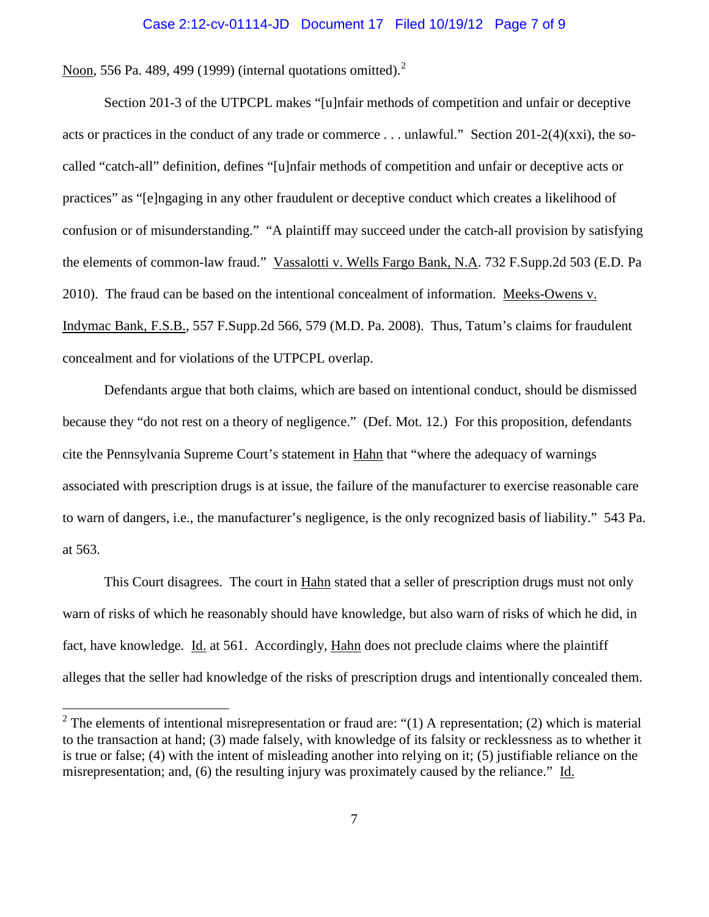Noon, 556 Pa. 489, 499 (1999) (internal quotations omitted).[2]

Section 201-3 of the UTPCPL makes "[u]nfair methods of competition and unfair or deceptive acts or practices in the conduct of any trade or commerce . . . unlawful." Section 201-2(4)(xxi), the so-called "catch-all" definition, defines "[u]nfair methods of competition and unfair or deceptive acts or practices" as "[e]ngaging in any other fraudulent or deceptive conduct which creates a likelihood of confusion or of misunderstanding." "A plaintiff may succeed under the catch-all provision by satisfying the elements of common-law fraud." Vassalotti v. Wells Fargo Bank, N.A. 732 F.Supp.2d 503 (E.D. Pa 2010). The fraud can be based on the intentional concealment of information. Meeks-Owens v. Indymac Bank, F.S.B., 557 F.Supp.2d 566, 579 (M.D. Pa. 2008). Thus, Tatum's claims for fraudulent concealment and for violations of the UTPCPL overlap.

Defendants argue that both claims, which are based on intentional conduct, should be dismissed because they "do not rest on a theory of negligence." (Def. Mot. 12.) For this proposition, defendants cite the Pennsylvania Supreme Court's statement in Hahn that "where the adequacy of warnings associated with prescription drugs is at issue, the failure of the manufacturer to exercise reasonable care to warn of dangers, i.e., the manufacturer's negligence, is the only recognized basis of liability." 543 Pa. at 563.

This Court disagrees. The court in Hahn stated that a seller of prescription drugs must not only warn of risks of which he reasonably should have knowledge, but also warn of risks of which he did, in fact, have knowledge. Id. at 561. Accordingly, Hahn does not preclude claims where the plaintiff alleges that the seller had knowledge of the risks of prescription drugs and intentionally concealed them.

---

[2] The elements of intentional misrepresentation or fraud are: "(1) A representation; (2) which is material to the transaction at hand; (3) made falsely, with knowledge of its falsity or recklessness as to whether it is true or false; (4) with the intent of misleading another into relying on it; (5) justifiable reliance on the misrepresentation; and, (6) the resulting injury was proximately caused by the reliance." Id.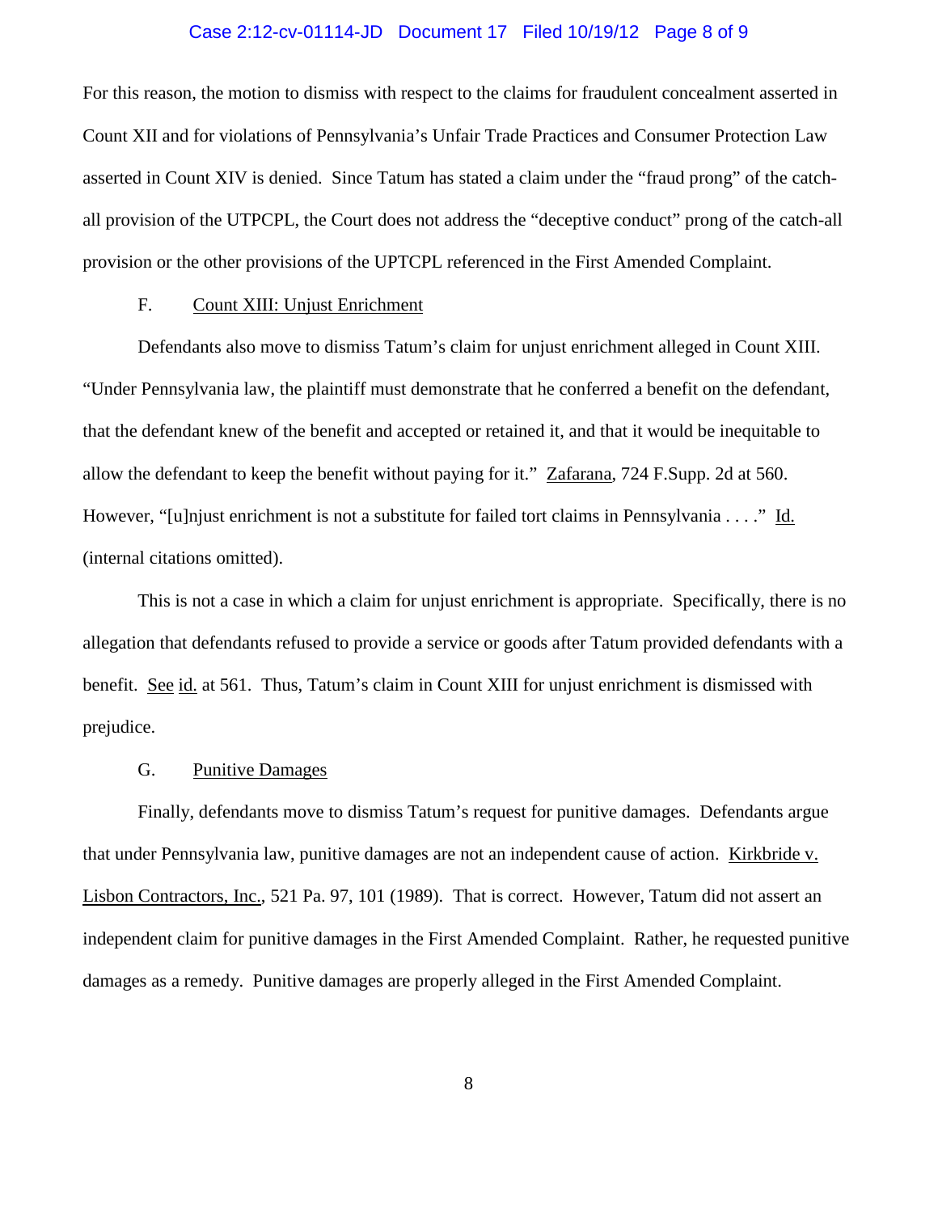For this reason, the motion to dismiss with respect to the claims for fraudulent concealment asserted in Count XII and for violations of Pennsylvania's Unfair Trade Practices and Consumer Protection Law asserted in Count XIV is denied. Since Tatum has stated a claim under the "fraud prong" of the catch-all provision of the UTPCPL, the Court does not address the "deceptive conduct" prong of the catch-all provision or the other provisions of the UPTCPL referenced in the First Amended Complaint.

### F. Count XIII: Unjust Enrichment

Defendants also move to dismiss Tatum's claim for unjust enrichment alleged in Count XIII. "Under Pennsylvania law, the plaintiff must demonstrate that he conferred a benefit on the defendant, that the defendant knew of the benefit and accepted or retained it, and that it would be inequitable to allow the defendant to keep the benefit without paying for it." Zafarana, 724 F.Supp. 2d at 560. However, "[u]njust enrichment is not a substitute for failed tort claims in Pennsylvania . . . ." Id. (internal citations omitted).

This is not a case in which a claim for unjust enrichment is appropriate. Specifically, there is no allegation that defendants refused to provide a service or goods after Tatum provided defendants with a benefit. See id. at 561. Thus, Tatum's claim in Count XIII for unjust enrichment is dismissed with prejudice.

### G. Punitive Damages

Finally, defendants move to dismiss Tatum's request for punitive damages. Defendants argue that under Pennsylvania law, punitive damages are not an independent cause of action. Kirkbride v. Lisbon Contractors, Inc., 521 Pa. 97, 101 (1989). That is correct. However, Tatum did not assert an independent claim for punitive damages in the First Amended Complaint. Rather, he requested punitive damages as a remedy. Punitive damages are properly alleged in the First Amended Complaint.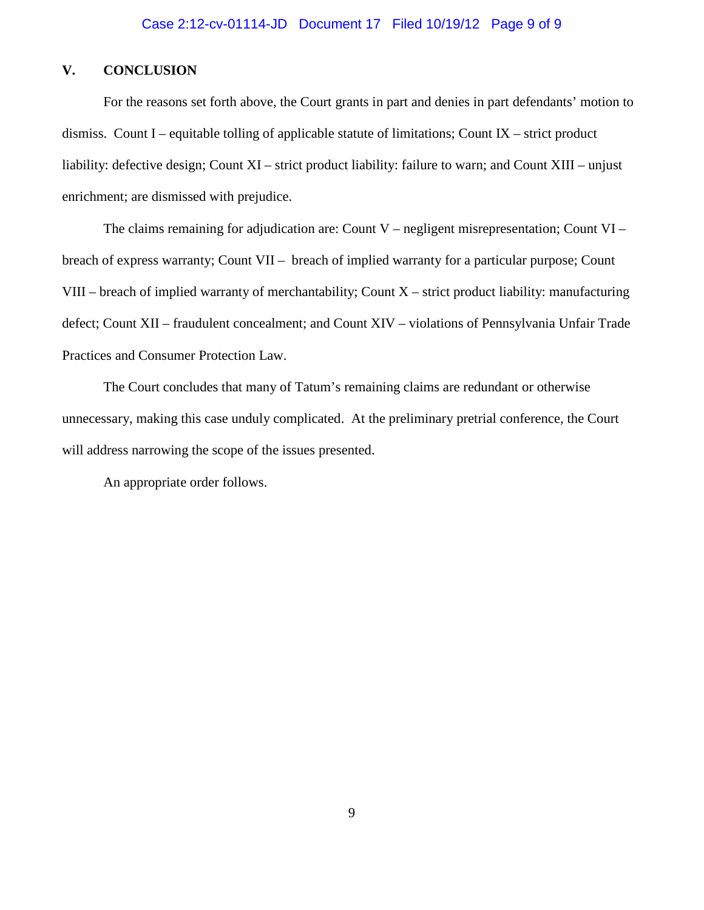## V. CONCLUSION

For the reasons set forth above, the Court grants in part and denies in part defendants' motion to dismiss. Count I – equitable tolling of applicable statute of limitations; Count IX – strict product liability: defective design; Count XI – strict product liability: failure to warn; and Count XIII – unjust enrichment; are dismissed with prejudice.

The claims remaining for adjudication are: Count V – negligent misrepresentation; Count VI – breach of express warranty; Count VII – breach of implied warranty for a particular purpose; Count VIII – breach of implied warranty of merchantability; Count X – strict product liability: manufacturing defect; Count XII – fraudulent concealment; and Count XIV – violations of Pennsylvania Unfair Trade Practices and Consumer Protection Law.

The Court concludes that many of Tatum's remaining claims are redundant or otherwise unnecessary, making this case unduly complicated. At the preliminary pretrial conference, the Court will address narrowing the scope of the issues presented.

An appropriate order follows.